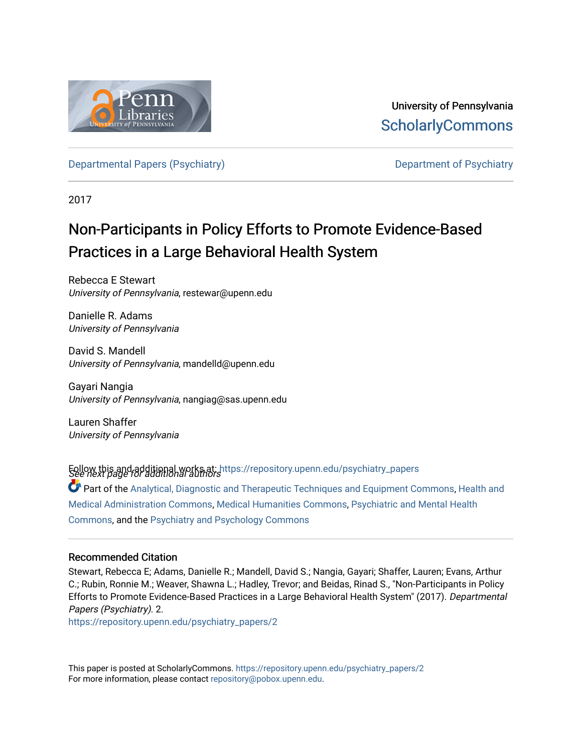University of Pennsylvania
ScholarlyCommons

Departmental Papers (Psychiatry) | Department of Psychiatry

2017

# Non-Participants in Policy Efforts to Promote Evidence-Based Practices in a Large Behavioral Health System

Rebecca E Stewart
*University of Pennsylvania*, restewar@upenn.edu

Danielle R. Adams
*University of Pennsylvania*

David S. Mandell
*University of Pennsylvania*, mandelld@upenn.edu

Gayari Nangia
*University of Pennsylvania*, nangiag@sas.upenn.edu

Lauren Shaffer
*University of Pennsylvania*

*See next page for additional authors*

Follow this and additional works at: https://repository.upenn.edu/psychiatry_papers

Part of the Analytical, Diagnostic and Therapeutic Techniques and Equipment Commons, Health and Medical Administration Commons, Medical Humanities Commons, Psychiatric and Mental Health Commons, and the Psychiatry and Psychology Commons

### Recommended Citation

Stewart, Rebecca E; Adams, Danielle R.; Mandell, David S.; Nangia, Gayari; Shaffer, Lauren; Evans, Arthur C.; Rubin, Ronnie M.; Weaver, Shawna L.; Hadley, Trevor; and Beidas, Rinad S., "Non-Participants in Policy Efforts to Promote Evidence-Based Practices in a Large Behavioral Health System" (2017). *Departmental Papers (Psychiatry)*. 2.
https://repository.upenn.edu/psychiatry_papers/2

This paper is posted at ScholarlyCommons. https://repository.upenn.edu/psychiatry_papers/2
For more information, please contact repository@pobox.upenn.edu.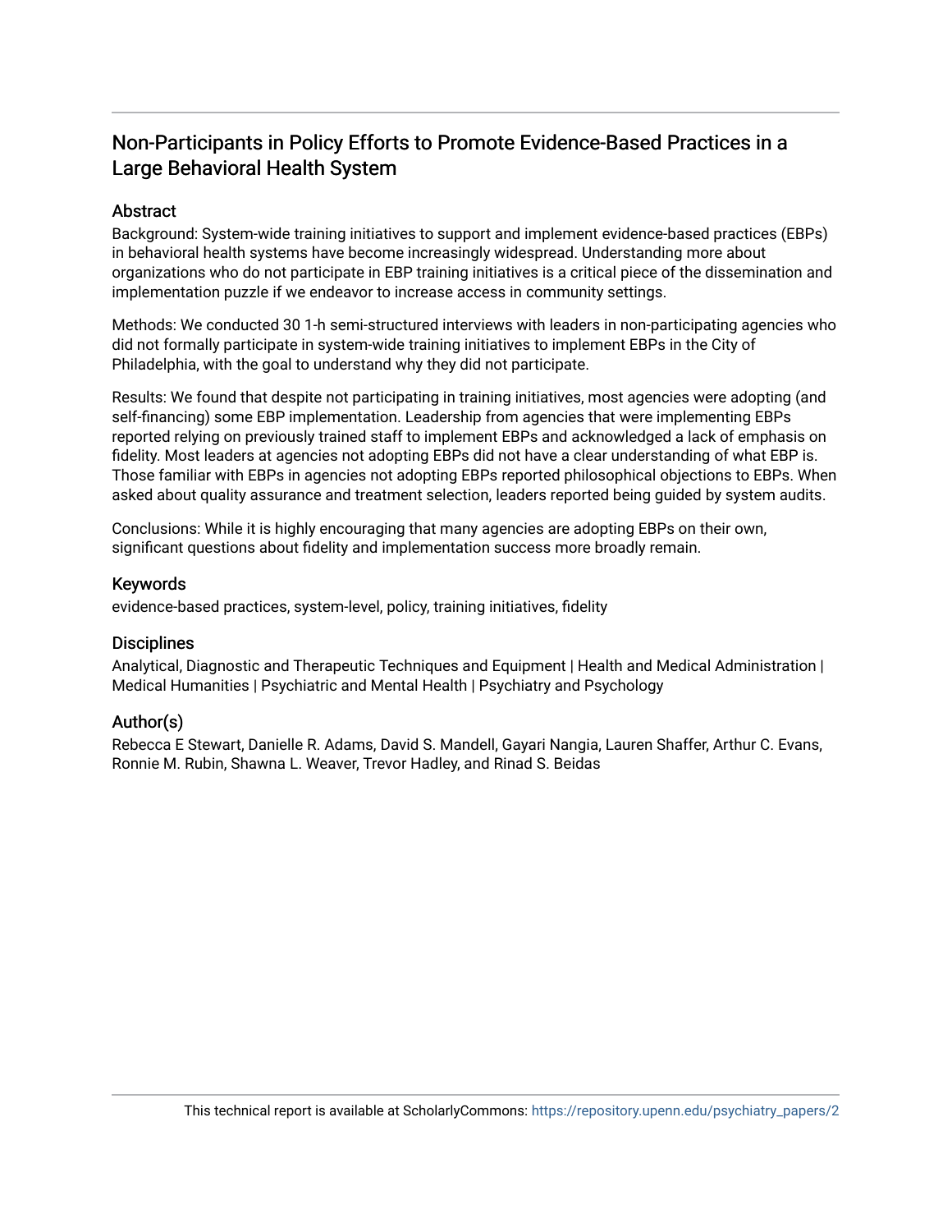# Non-Participants in Policy Efforts to Promote Evidence-Based Practices in a Large Behavioral Health System

## Abstract

Background: System-wide training initiatives to support and implement evidence-based practices (EBPs) in behavioral health systems have become increasingly widespread. Understanding more about organizations who do not participate in EBP training initiatives is a critical piece of the dissemination and implementation puzzle if we endeavor to increase access in community settings.

Methods: We conducted 30 1-h semi-structured interviews with leaders in non-participating agencies who did not formally participate in system-wide training initiatives to implement EBPs in the City of Philadelphia, with the goal to understand why they did not participate.

Results: We found that despite not participating in training initiatives, most agencies were adopting (and self-financing) some EBP implementation. Leadership from agencies that were implementing EBPs reported relying on previously trained staff to implement EBPs and acknowledged a lack of emphasis on fidelity. Most leaders at agencies not adopting EBPs did not have a clear understanding of what EBP is. Those familiar with EBPs in agencies not adopting EBPs reported philosophical objections to EBPs. When asked about quality assurance and treatment selection, leaders reported being guided by system audits.

Conclusions: While it is highly encouraging that many agencies are adopting EBPs on their own, significant questions about fidelity and implementation success more broadly remain.

## Keywords

evidence-based practices, system-level, policy, training initiatives, fidelity

## Disciplines

Analytical, Diagnostic and Therapeutic Techniques and Equipment | Health and Medical Administration | Medical Humanities | Psychiatric and Mental Health | Psychiatry and Psychology

## Author(s)

Rebecca E Stewart, Danielle R. Adams, David S. Mandell, Gayari Nangia, Lauren Shaffer, Arthur C. Evans, Ronnie M. Rubin, Shawna L. Weaver, Trevor Hadley, and Rinad S. Beidas

This technical report is available at ScholarlyCommons: https://repository.upenn.edu/psychiatry_papers/2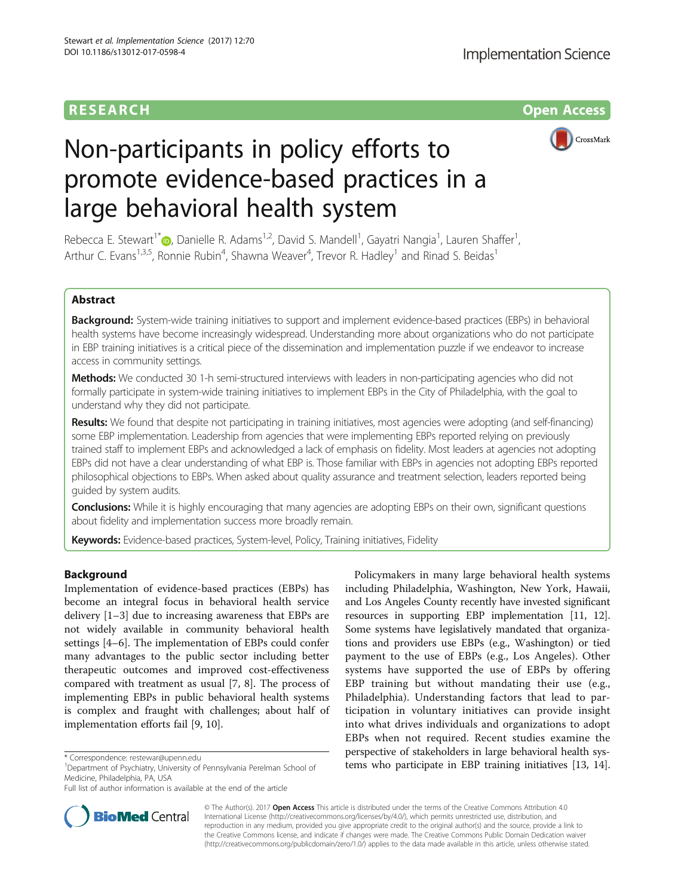# Non-participants in policy efforts to promote evidence-based practices in a large behavioral health system

Rebecca E. Stewart[1*], Danielle R. Adams[1,2], David S. Mandell[1], Gayatri Nangia[1], Lauren Shaffer[1], Arthur C. Evans[1,3,5], Ronnie Rubin[4], Shawna Weaver[4], Trevor R. Hadley[1] and Rinad S. Beidas[1]

## Abstract

**Background:** System-wide training initiatives to support and implement evidence-based practices (EBPs) in behavioral health systems have become increasingly widespread. Understanding more about organizations who do not participate in EBP training initiatives is a critical piece of the dissemination and implementation puzzle if we endeavor to increase access in community settings.

**Methods:** We conducted 30 1-h semi-structured interviews with leaders in non-participating agencies who did not formally participate in system-wide training initiatives to implement EBPs in the City of Philadelphia, with the goal to understand why they did not participate.

**Results:** We found that despite not participating in training initiatives, most agencies were adopting (and self-financing) some EBP implementation. Leadership from agencies that were implementing EBPs reported relying on previously trained staff to implement EBPs and acknowledged a lack of emphasis on fidelity. Most leaders at agencies not adopting EBPs did not have a clear understanding of what EBP is. Those familiar with EBPs in agencies not adopting EBPs reported philosophical objections to EBPs. When asked about quality assurance and treatment selection, leaders reported being guided by system audits.

**Conclusions:** While it is highly encouraging that many agencies are adopting EBPs on their own, significant questions about fidelity and implementation success more broadly remain.

**Keywords:** Evidence-based practices, System-level, Policy, Training initiatives, Fidelity

## Background

Implementation of evidence-based practices (EBPs) has become an integral focus in behavioral health service delivery [1–3] due to increasing awareness that EBPs are not widely available in community behavioral health settings [4–6]. The implementation of EBPs could confer many advantages to the public sector including better therapeutic outcomes and improved cost-effectiveness compared with treatment as usual [7, 8]. The process of implementing EBPs in public behavioral health systems is complex and fraught with challenges; about half of implementation efforts fail [9, 10].

Policymakers in many large behavioral health systems including Philadelphia, Washington, New York, Hawaii, and Los Angeles County recently have invested significant resources in supporting EBP implementation [11, 12]. Some systems have legislatively mandated that organizations and providers use EBPs (e.g., Washington) or tied payment to the use of EBPs (e.g., Los Angeles). Other systems have supported the use of EBPs by offering EBP training but without mandating their use (e.g., Philadelphia). Understanding factors that lead to participation in voluntary initiatives can provide insight into what drives individuals and organizations to adopt EBPs when not required. Recent studies examine the perspective of stakeholders in large behavioral health systems who participate in EBP training initiatives [13, 14].

\* Correspondence: restewar@upenn.edu

[1]Department of Psychiatry, University of Pennsylvania Perelman School of Medicine, Philadelphia, PA, USA

Full list of author information is available at the end of the article

© The Author(s). 2017 **Open Access** This article is distributed under the terms of the Creative Commons Attribution 4.0 International License (http://creativecommons.org/licenses/by/4.0/), which permits unrestricted use, distribution, and reproduction in any medium, provided you give appropriate credit to the original author(s) and the source, provide a link to the Creative Commons license, and indicate if changes were made. The Creative Commons Public Domain Dedication waiver (http://creativecommons.org/publicdomain/zero/1.0/) applies to the data made available in this article, unless otherwise stated.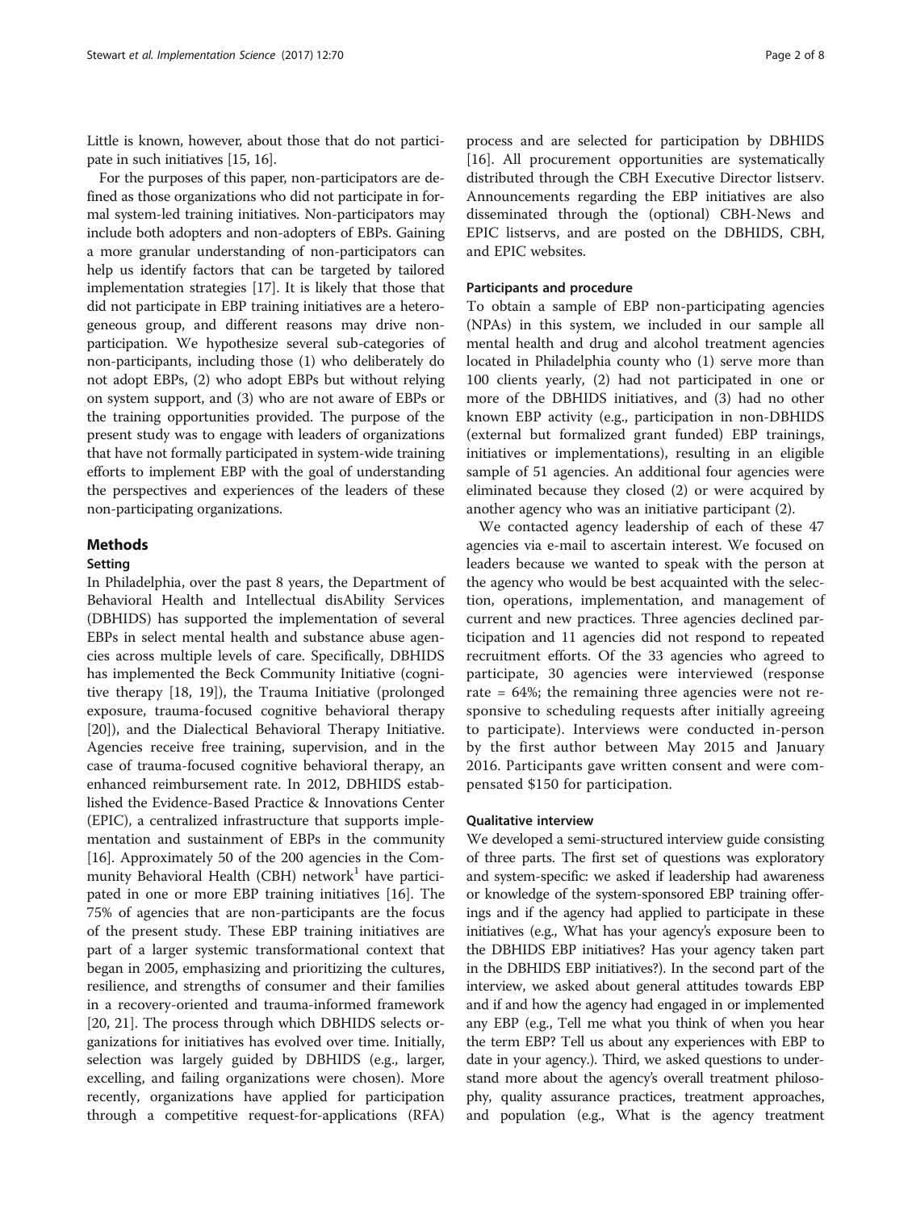Little is known, however, about those that do not participate in such initiatives [15, 16].

For the purposes of this paper, non-participators are defined as those organizations who did not participate in formal system-led training initiatives. Non-participators may include both adopters and non-adopters of EBPs. Gaining a more granular understanding of non-participators can help us identify factors that can be targeted by tailored implementation strategies [17]. It is likely that those that did not participate in EBP training initiatives are a heterogeneous group, and different reasons may drive non-participation. We hypothesize several sub-categories of non-participants, including those (1) who deliberately do not adopt EBPs, (2) who adopt EBPs but without relying on system support, and (3) who are not aware of EBPs or the training opportunities provided. The purpose of the present study was to engage with leaders of organizations that have not formally participated in system-wide training efforts to implement EBP with the goal of understanding the perspectives and experiences of the leaders of these non-participating organizations.

## Methods

### Setting

In Philadelphia, over the past 8 years, the Department of Behavioral Health and Intellectual disAbility Services (DBHIDS) has supported the implementation of several EBPs in select mental health and substance abuse agencies across multiple levels of care. Specifically, DBHIDS has implemented the Beck Community Initiative (cognitive therapy [18, 19]), the Trauma Initiative (prolonged exposure, trauma-focused cognitive behavioral therapy [20]), and the Dialectical Behavioral Therapy Initiative. Agencies receive free training, supervision, and in the case of trauma-focused cognitive behavioral therapy, an enhanced reimbursement rate. In 2012, DBHIDS established the Evidence-Based Practice & Innovations Center (EPIC), a centralized infrastructure that supports implementation and sustainment of EBPs in the community [16]. Approximately 50 of the 200 agencies in the Community Behavioral Health (CBH) network[1] have participated in one or more EBP training initiatives [16]. The 75% of agencies that are non-participants are the focus of the present study. These EBP training initiatives are part of a larger systemic transformational context that began in 2005, emphasizing and prioritizing the cultures, resilience, and strengths of consumer and their families in a recovery-oriented and trauma-informed framework [20, 21]. The process through which DBHIDS selects organizations for initiatives has evolved over time. Initially, selection was largely guided by DBHIDS (e.g., larger, excelling, and failing organizations were chosen). More recently, organizations have applied for participation through a competitive request-for-applications (RFA) process and are selected for participation by DBHIDS [16]. All procurement opportunities are systematically distributed through the CBH Executive Director listserv. Announcements regarding the EBP initiatives are also disseminated through the (optional) CBH-News and EPIC listservs, and are posted on the DBHIDS, CBH, and EPIC websites.

### Participants and procedure

To obtain a sample of EBP non-participating agencies (NPAs) in this system, we included in our sample all mental health and drug and alcohol treatment agencies located in Philadelphia county who (1) serve more than 100 clients yearly, (2) had not participated in one or more of the DBHIDS initiatives, and (3) had no other known EBP activity (e.g., participation in non-DBHIDS (external but formalized grant funded) EBP trainings, initiatives or implementations), resulting in an eligible sample of 51 agencies. An additional four agencies were eliminated because they closed (2) or were acquired by another agency who was an initiative participant (2).

We contacted agency leadership of each of these 47 agencies via e-mail to ascertain interest. We focused on leaders because we wanted to speak with the person at the agency who would be best acquainted with the selection, operations, implementation, and management of current and new practices. Three agencies declined participation and 11 agencies did not respond to repeated recruitment efforts. Of the 33 agencies who agreed to participate, 30 agencies were interviewed (response rate = 64%; the remaining three agencies were not responsive to scheduling requests after initially agreeing to participate). Interviews were conducted in-person by the first author between May 2015 and January 2016. Participants gave written consent and were compensated $150 for participation.

### Qualitative interview

We developed a semi-structured interview guide consisting of three parts. The first set of questions was exploratory and system-specific: we asked if leadership had awareness or knowledge of the system-sponsored EBP training offerings and if the agency had applied to participate in these initiatives (e.g., What has your agency's exposure been to the DBHIDS EBP initiatives? Has your agency taken part in the DBHIDS EBP initiatives?). In the second part of the interview, we asked about general attitudes towards EBP and if and how the agency had engaged in or implemented any EBP (e.g., Tell me what you think of when you hear the term EBP? Tell us about any experiences with EBP to date in your agency.). Third, we asked questions to understand more about the agency's overall treatment philosophy, quality assurance practices, treatment approaches, and population (e.g., What is the agency treatment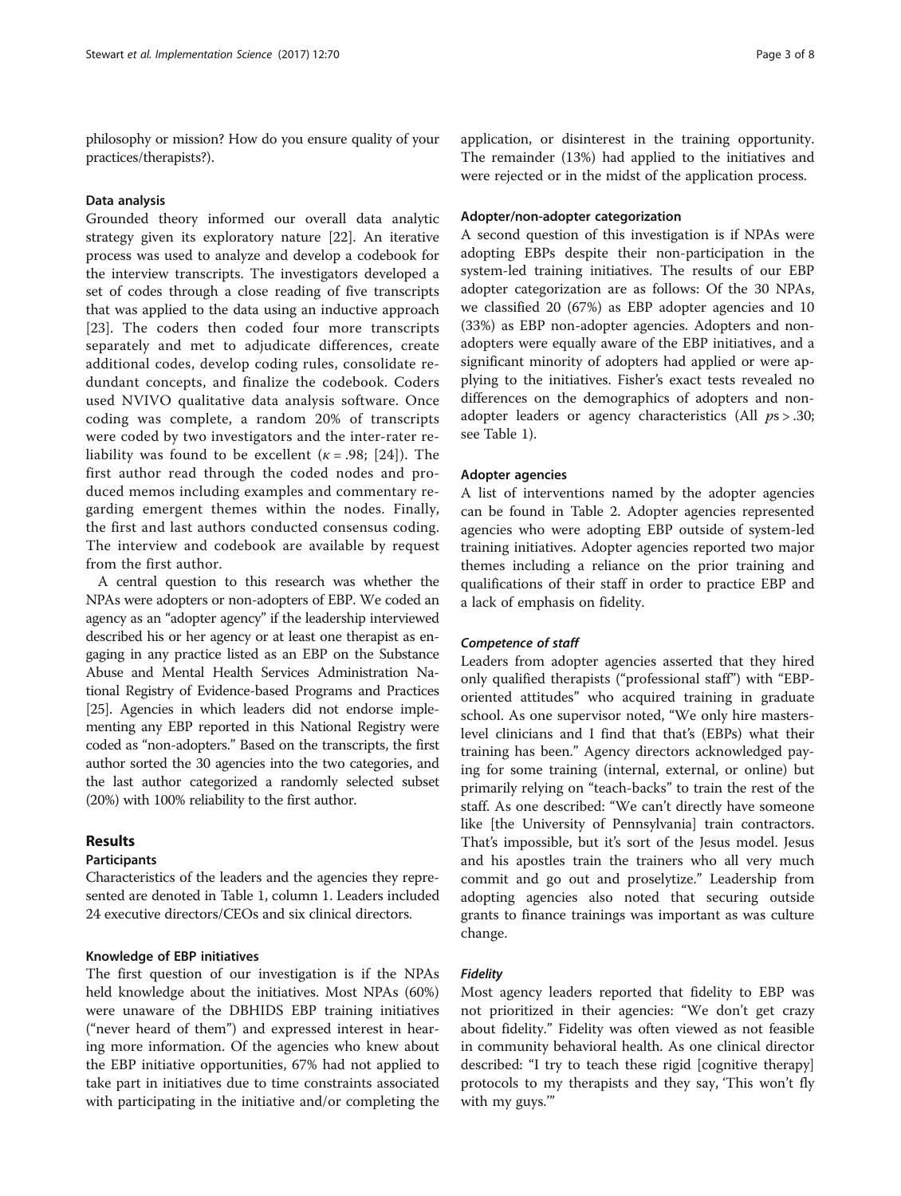philosophy or mission? How do you ensure quality of your practices/therapists?).

### Data analysis

Grounded theory informed our overall data analytic strategy given its exploratory nature [22]. An iterative process was used to analyze and develop a codebook for the interview transcripts. The investigators developed a set of codes through a close reading of five transcripts that was applied to the data using an inductive approach [23]. The coders then coded four more transcripts separately and met to adjudicate differences, create additional codes, develop coding rules, consolidate redundant concepts, and finalize the codebook. Coders used NVIVO qualitative data analysis software. Once coding was complete, a random 20% of transcripts were coded by two investigators and the inter-rater reliability was found to be excellent ($\kappa = .98$; [24]). The first author read through the coded nodes and produced memos including examples and commentary regarding emergent themes within the nodes. Finally, the first and last authors conducted consensus coding. The interview and codebook are available by request from the first author.

A central question to this research was whether the NPAs were adopters or non-adopters of EBP. We coded an agency as an "adopter agency" if the leadership interviewed described his or her agency or at least one therapist as engaging in any practice listed as an EBP on the Substance Abuse and Mental Health Services Administration National Registry of Evidence-based Programs and Practices [25]. Agencies in which leaders did not endorse implementing any EBP reported in this National Registry were coded as "non-adopters." Based on the transcripts, the first author sorted the 30 agencies into the two categories, and the last author categorized a randomly selected subset (20%) with 100% reliability to the first author.

## Results

### Participants

Characteristics of the leaders and the agencies they represented are denoted in Table 1, column 1. Leaders included 24 executive directors/CEOs and six clinical directors.

### Knowledge of EBP initiatives

The first question of our investigation is if the NPAs held knowledge about the initiatives. Most NPAs (60%) were unaware of the DBHIDS EBP training initiatives ("never heard of them") and expressed interest in hearing more information. Of the agencies who knew about the EBP initiative opportunities, 67% had not applied to take part in initiatives due to time constraints associated with participating in the initiative and/or completing the application, or disinterest in the training opportunity. The remainder (13%) had applied to the initiatives and were rejected or in the midst of the application process.

### Adopter/non-adopter categorization

A second question of this investigation is if NPAs were adopting EBPs despite their non-participation in the system-led training initiatives. The results of our EBP adopter categorization are as follows: Of the 30 NPAs, we classified 20 (67%) as EBP adopter agencies and 10 (33%) as EBP non-adopter agencies. Adopters and non-adopters were equally aware of the EBP initiatives, and a significant minority of adopters had applied or were applying to the initiatives. Fisher's exact tests revealed no differences on the demographics of adopters and non-adopter leaders or agency characteristics (All $p$s > .30; see Table 1).

### Adopter agencies

A list of interventions named by the adopter agencies can be found in Table 2. Adopter agencies represented agencies who were adopting EBP outside of system-led training initiatives. Adopter agencies reported two major themes including a reliance on the prior training and qualifications of their staff in order to practice EBP and a lack of emphasis on fidelity.

#### *Competence of staff*

Leaders from adopter agencies asserted that they hired only qualified therapists ("professional staff") with "EBP-oriented attitudes" who acquired training in graduate school. As one supervisor noted, "We only hire masters-level clinicians and I find that that's (EBPs) what their training has been." Agency directors acknowledged paying for some training (internal, external, or online) but primarily relying on "teach-backs" to train the rest of the staff. As one described: "We can't directly have someone like [the University of Pennsylvania] train contractors. That's impossible, but it's sort of the Jesus model. Jesus and his apostles train the trainers who all very much commit and go out and proselytize." Leadership from adopting agencies also noted that securing outside grants to finance trainings was important as was culture change.

#### *Fidelity*

Most agency leaders reported that fidelity to EBP was not prioritized in their agencies: "We don't get crazy about fidelity." Fidelity was often viewed as not feasible in community behavioral health. As one clinical director described: "I try to teach these rigid [cognitive therapy] protocols to my therapists and they say, 'This won't fly with my guys.'"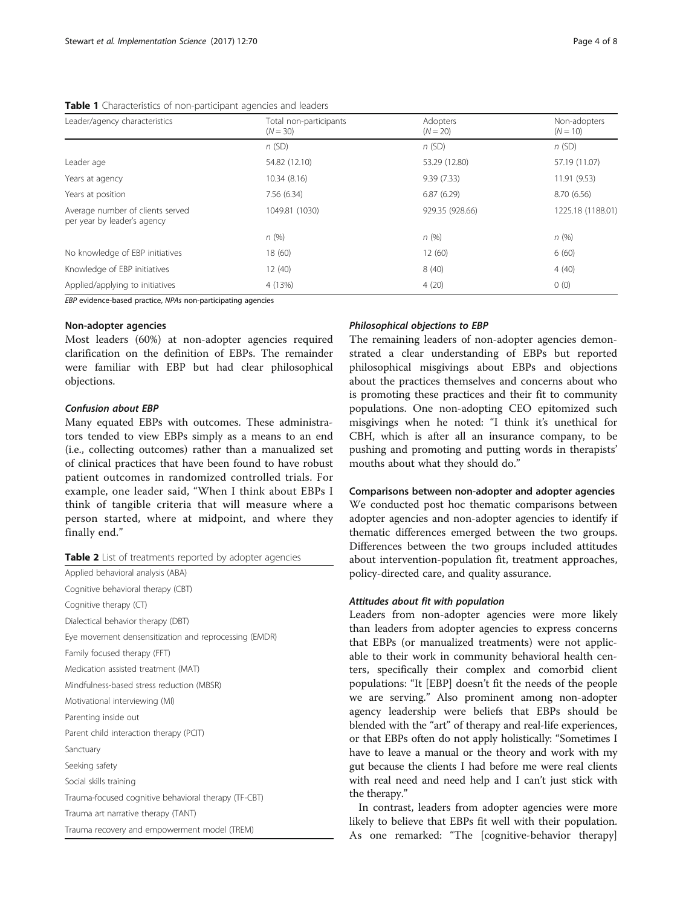**Table 1** Characteristics of non-participant agencies and leaders

| Leader/agency characteristics | Total non-participants ($N = 30$) | Adopters ($N = 20$) | Non-adopters ($N = 10$) |
|---|---|---|---|
| | n (SD) | n (SD) | n (SD) |
| Leader age | 54.82 (12.10) | 53.29 (12.80) | 57.19 (11.07) |
| Years at agency | 10.34 (8.16) | 9.39 (7.33) | 11.91 (9.53) |
| Years at position | 7.56 (6.34) | 6.87 (6.29) | 8.70 (6.56) |
| Average number of clients served per year by leader's agency | 1049.81 (1030) | 929.35 (928.66) | 1225.18 (1188.01) |
| | n (%) | n (%) | n (%) |
| No knowledge of EBP initiatives | 18 (60) | 12 (60) | 6 (60) |
| Knowledge of EBP initiatives | 12 (40) | 8 (40) | 4 (40) |
| Applied/applying to initiatives | 4 (13%) | 4 (20) | 0 (0) |

*EBP* evidence-based practice, *NPAs* non-participating agencies

### Non-adopter agencies

Most leaders (60%) at non-adopter agencies required clarification on the definition of EBPs. The remainder were familiar with EBP but had clear philosophical objections.

#### *Confusion about EBP*

Many equated EBPs with outcomes. These administrators tended to view EBPs simply as a means to an end (i.e., collecting outcomes) rather than a manualized set of clinical practices that have been found to have robust patient outcomes in randomized controlled trials. For example, one leader said, "When I think about EBPs I think of tangible criteria that will measure where a person started, where at midpoint, and where they finally end."

**Table 2** List of treatments reported by adopter agencies

| |
|---|
| Applied behavioral analysis (ABA) |
| Cognitive behavioral therapy (CBT) |
| Cognitive therapy (CT) |
| Dialectical behavior therapy (DBT) |
| Eye movement densensitization and reprocessing (EMDR) |
| Family focused therapy (FFT) |
| Medication assisted treatment (MAT) |
| Mindfulness-based stress reduction (MBSR) |
| Motivational interviewing (MI) |
| Parenting inside out |
| Parent child interaction therapy (PCIT) |
| Sanctuary |
| Seeking safety |
| Social skills training |
| Trauma-focused cognitive behavioral therapy (TF-CBT) |
| Trauma art narrative therapy (TANT) |
| Trauma recovery and empowerment model (TREM) |

#### *Philosophical objections to EBP*

The remaining leaders of non-adopter agencies demonstrated a clear understanding of EBPs but reported philosophical misgivings about EBPs and objections about the practices themselves and concerns about who is promoting these practices and their fit to community populations. One non-adopting CEO epitomized such misgivings when he noted: "I think it's unethical for CBH, which is after all an insurance company, to be pushing and promoting and putting words in therapists' mouths about what they should do."

### Comparisons between non-adopter and adopter agencies

We conducted post hoc thematic comparisons between adopter agencies and non-adopter agencies to identify if thematic differences emerged between the two groups. Differences between the two groups included attitudes about intervention-population fit, treatment approaches, policy-directed care, and quality assurance.

#### *Attitudes about fit with population*

Leaders from non-adopter agencies were more likely than leaders from adopter agencies to express concerns that EBPs (or manualized treatments) were not applicable to their work in community behavioral health centers, specifically their complex and comorbid client populations: "It [EBP] doesn't fit the needs of the people we are serving." Also prominent among non-adopter agency leadership were beliefs that EBPs should be blended with the "art" of therapy and real-life experiences, or that EBPs often do not apply holistically: "Sometimes I have to leave a manual or the theory and work with my gut because the clients I had before me were real clients with real need and need help and I can't just stick with the therapy."

In contrast, leaders from adopter agencies were more likely to believe that EBPs fit well with their population. As one remarked: "The [cognitive-behavior therapy]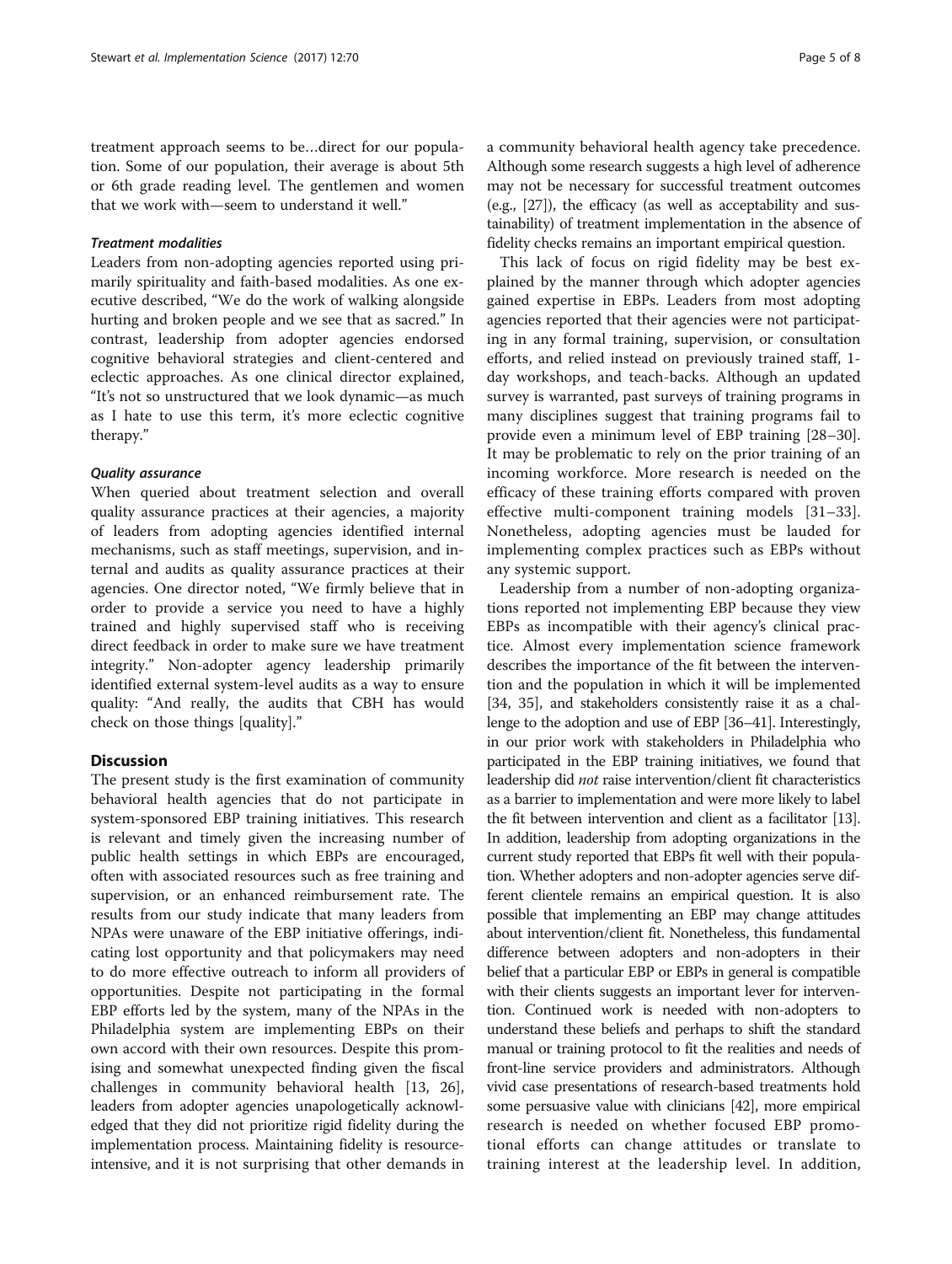treatment approach seems to be…direct for our population. Some of our population, their average is about 5th or 6th grade reading level. The gentlemen and women that we work with—seem to understand it well."

#### *Treatment modalities*

Leaders from non-adopting agencies reported using primarily spirituality and faith-based modalities. As one executive described, "We do the work of walking alongside hurting and broken people and we see that as sacred." In contrast, leadership from adopter agencies endorsed cognitive behavioral strategies and client-centered and eclectic approaches. As one clinical director explained, "It's not so unstructured that we look dynamic—as much as I hate to use this term, it's more eclectic cognitive therapy."

#### *Quality assurance*

When queried about treatment selection and overall quality assurance practices at their agencies, a majority of leaders from adopting agencies identified internal mechanisms, such as staff meetings, supervision, and internal and audits as quality assurance practices at their agencies. One director noted, "We firmly believe that in order to provide a service you need to have a highly trained and highly supervised staff who is receiving direct feedback in order to make sure we have treatment integrity." Non-adopter agency leadership primarily identified external system-level audits as a way to ensure quality: "And really, the audits that CBH has would check on those things [quality]."

## Discussion

The present study is the first examination of community behavioral health agencies that do not participate in system-sponsored EBP training initiatives. This research is relevant and timely given the increasing number of public health settings in which EBPs are encouraged, often with associated resources such as free training and supervision, or an enhanced reimbursement rate. The results from our study indicate that many leaders from NPAs were unaware of the EBP initiative offerings, indicating lost opportunity and that policymakers may need to do more effective outreach to inform all providers of opportunities. Despite not participating in the formal EBP efforts led by the system, many of the NPAs in the Philadelphia system are implementing EBPs on their own accord with their own resources. Despite this promising and somewhat unexpected finding given the fiscal challenges in community behavioral health [13, 26], leaders from adopter agencies unapologetically acknowledged that they did not prioritize rigid fidelity during the implementation process. Maintaining fidelity is resource-intensive, and it is not surprising that other demands in a community behavioral health agency take precedence. Although some research suggests a high level of adherence may not be necessary for successful treatment outcomes (e.g., [27]), the efficacy (as well as acceptability and sustainability) of treatment implementation in the absence of fidelity checks remains an important empirical question.

This lack of focus on rigid fidelity may be best explained by the manner through which adopter agencies gained expertise in EBPs. Leaders from most adopting agencies reported that their agencies were not participating in any formal training, supervision, or consultation efforts, and relied instead on previously trained staff, 1-day workshops, and teach-backs. Although an updated survey is warranted, past surveys of training programs in many disciplines suggest that training programs fail to provide even a minimum level of EBP training [28–30]. It may be problematic to rely on the prior training of an incoming workforce. More research is needed on the efficacy of these training efforts compared with proven effective multi-component training models [31–33]. Nonetheless, adopting agencies must be lauded for implementing complex practices such as EBPs without any systemic support.

Leadership from a number of non-adopting organizations reported not implementing EBP because they view EBPs as incompatible with their agency's clinical practice. Almost every implementation science framework describes the importance of the fit between the intervention and the population in which it will be implemented [34, 35], and stakeholders consistently raise it as a challenge to the adoption and use of EBP [36–41]. Interestingly, in our prior work with stakeholders in Philadelphia who participated in the EBP training initiatives, we found that leadership did *not* raise intervention/client fit characteristics as a barrier to implementation and were more likely to label the fit between intervention and client as a facilitator [13]. In addition, leadership from adopting organizations in the current study reported that EBPs fit well with their population. Whether adopters and non-adopter agencies serve different clientele remains an empirical question. It is also possible that implementing an EBP may change attitudes about intervention/client fit. Nonetheless, this fundamental difference between adopters and non-adopters in their belief that a particular EBP or EBPs in general is compatible with their clients suggests an important lever for intervention. Continued work is needed with non-adopters to understand these beliefs and perhaps to shift the standard manual or training protocol to fit the realities and needs of front-line service providers and administrators. Although vivid case presentations of research-based treatments hold some persuasive value with clinicians [42], more empirical research is needed on whether focused EBP promotional efforts can change attitudes or translate to training interest at the leadership level. In addition,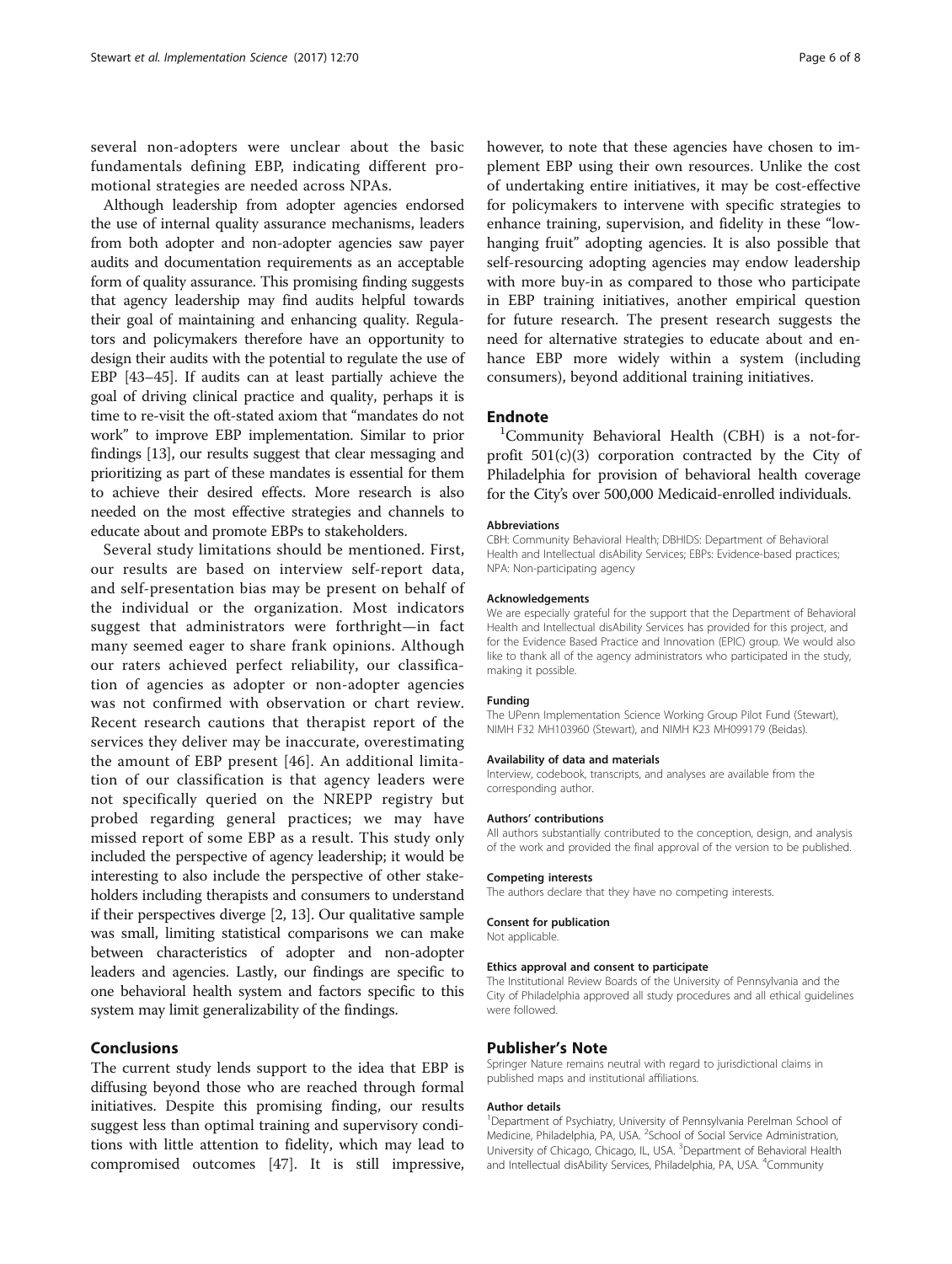several non-adopters were unclear about the basic fundamentals defining EBP, indicating different promotional strategies are needed across NPAs.

Although leadership from adopter agencies endorsed the use of internal quality assurance mechanisms, leaders from both adopter and non-adopter agencies saw payer audits and documentation requirements as an acceptable form of quality assurance. This promising finding suggests that agency leadership may find audits helpful towards their goal of maintaining and enhancing quality. Regulators and policymakers therefore have an opportunity to design their audits with the potential to regulate the use of EBP [43–45]. If audits can at least partially achieve the goal of driving clinical practice and quality, perhaps it is time to re-visit the oft-stated axiom that "mandates do not work" to improve EBP implementation. Similar to prior findings [13], our results suggest that clear messaging and prioritizing as part of these mandates is essential for them to achieve their desired effects. More research is also needed on the most effective strategies and channels to educate about and promote EBPs to stakeholders.

Several study limitations should be mentioned. First, our results are based on interview self-report data, and self-presentation bias may be present on behalf of the individual or the organization. Most indicators suggest that administrators were forthright—in fact many seemed eager to share frank opinions. Although our raters achieved perfect reliability, our classification of agencies as adopter or non-adopter agencies was not confirmed with observation or chart review. Recent research cautions that therapist report of the services they deliver may be inaccurate, overestimating the amount of EBP present [46]. An additional limitation of our classification is that agency leaders were not specifically queried on the NREPP registry but probed regarding general practices; we may have missed report of some EBP as a result. This study only included the perspective of agency leadership; it would be interesting to also include the perspective of other stakeholders including therapists and consumers to understand if their perspectives diverge [2, 13]. Our qualitative sample was small, limiting statistical comparisons we can make between characteristics of adopter and non-adopter leaders and agencies. Lastly, our findings are specific to one behavioral health system and factors specific to this system may limit generalizability of the findings.

## Conclusions

The current study lends support to the idea that EBP is diffusing beyond those who are reached through formal initiatives. Despite this promising finding, our results suggest less than optimal training and supervisory conditions with little attention to fidelity, which may lead to compromised outcomes [47]. It is still impressive, however, to note that these agencies have chosen to implement EBP using their own resources. Unlike the cost of undertaking entire initiatives, it may be cost-effective for policymakers to intervene with specific strategies to enhance training, supervision, and fidelity in these "low-hanging fruit" adopting agencies. It is also possible that self-resourcing adopting agencies may endow leadership with more buy-in as compared to those who participate in EBP training initiatives, another empirical question for future research. The present research suggests the need for alternative strategies to educate about and enhance EBP more widely within a system (including consumers), beyond additional training initiatives.

## Endnote

[1]Community Behavioral Health (CBH) is a not-for-profit 501(c)(3) corporation contracted by the City of Philadelphia for provision of behavioral health coverage for the City's over 500,000 Medicaid-enrolled individuals.

#### Abbreviations

CBH: Community Behavioral Health; DBHIDS: Department of Behavioral Health and Intellectual disAbility Services; EBPs: Evidence-based practices; NPA: Non-participating agency

#### Acknowledgements

We are especially grateful for the support that the Department of Behavioral Health and Intellectual disAbility Services has provided for this project, and for the Evidence Based Practice and Innovation (EPIC) group. We would also like to thank all of the agency administrators who participated in the study, making it possible.

#### Funding

The UPenn Implementation Science Working Group Pilot Fund (Stewart), NIMH F32 MH103960 (Stewart), and NIMH K23 MH099179 (Beidas).

#### Availability of data and materials

Interview, codebook, transcripts, and analyses are available from the corresponding author.

#### Authors' contributions

All authors substantially contributed to the conception, design, and analysis of the work and provided the final approval of the version to be published.

#### Competing interests

The authors declare that they have no competing interests.

#### Consent for publication

Not applicable.

#### Ethics approval and consent to participate

The Institutional Review Boards of the University of Pennsylvania and the City of Philadelphia approved all study procedures and all ethical guidelines were followed.

## Publisher's Note

Springer Nature remains neutral with regard to jurisdictional claims in published maps and institutional affiliations.

#### Author details

[1]Department of Psychiatry, University of Pennsylvania Perelman School of Medicine, Philadelphia, PA, USA. [2]School of Social Service Administration, University of Chicago, Chicago, IL, USA. [3]Department of Behavioral Health and Intellectual disAbility Services, Philadelphia, PA, USA. [4]Community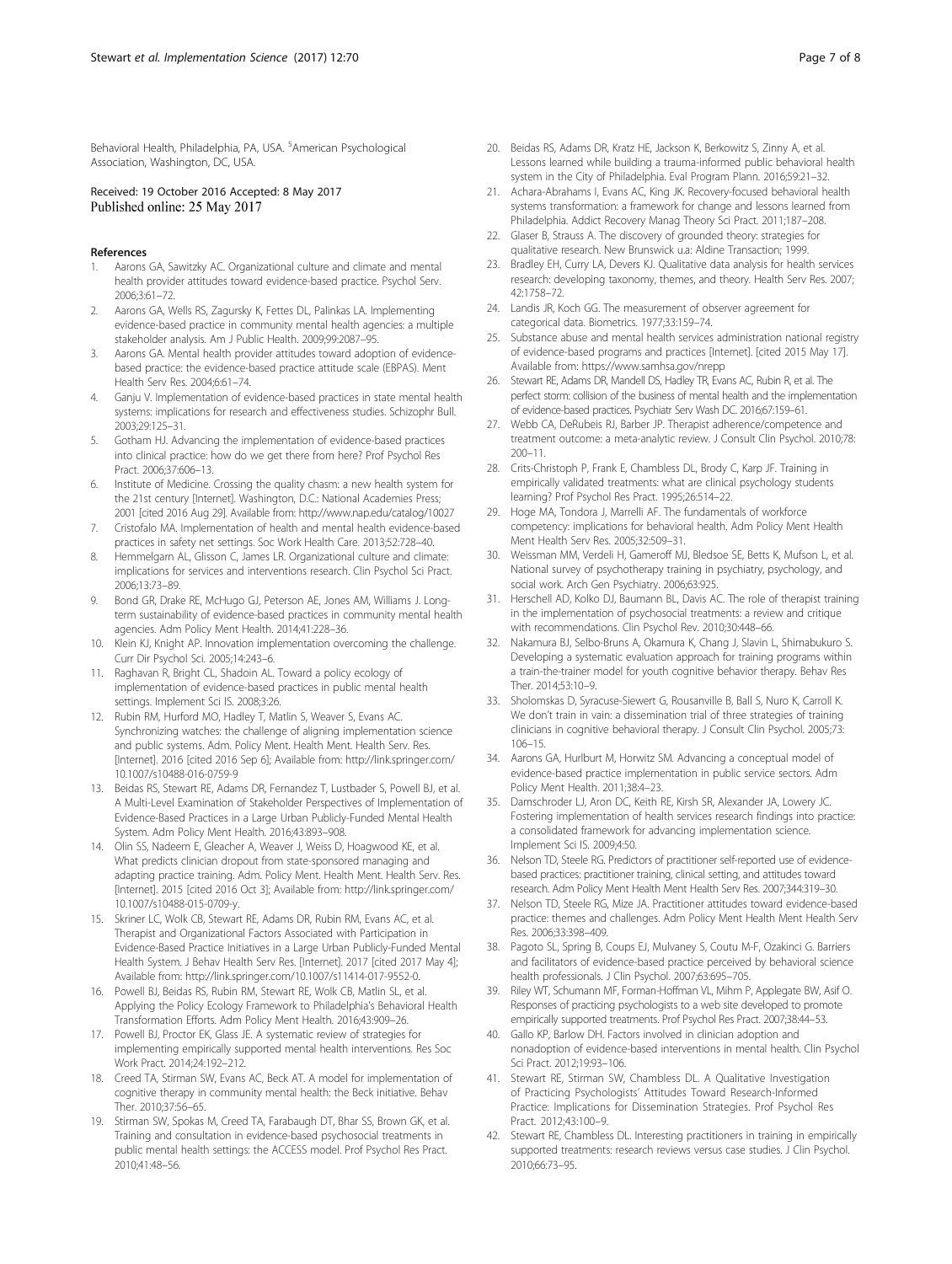Behavioral Health, Philadelphia, PA, USA. [5]American Psychological Association, Washington, DC, USA.

Received: 19 October 2016 Accepted: 8 May 2017
Published online: 25 May 2017

## References

1. Aarons GA, Sawitzky AC. Organizational culture and climate and mental health provider attitudes toward evidence-based practice. Psychol Serv. 2006;3:61–72.
2. Aarons GA, Wells RS, Zagursky K, Fettes DL, Palinkas LA. Implementing evidence-based practice in community mental health agencies: a multiple stakeholder analysis. Am J Public Health. 2009;99:2087–95.
3. Aarons GA. Mental health provider attitudes toward adoption of evidence-based practice: the evidence-based practice attitude scale (EBPAS). Ment Health Serv Res. 2004;6:61–74.
4. Ganju V. Implementation of evidence-based practices in state mental health systems: implications for research and effectiveness studies. Schizophr Bull. 2003;29:125–31.
5. Gotham HJ. Advancing the implementation of evidence-based practices into clinical practice: how do we get there from here? Prof Psychol Res Pract. 2006;37:606–13.
6. Institute of Medicine. Crossing the quality chasm: a new health system for the 21st century [Internet]. Washington, D.C.: National Academies Press; 2001 [cited 2016 Aug 29]. Available from: http://www.nap.edu/catalog/10027
7. Cristofalo MA. Implementation of health and mental health evidence-based practices in safety net settings. Soc Work Health Care. 2013;52:728–40.
8. Hemmelgarn AL, Glisson C, James LR. Organizational culture and climate: implications for services and interventions research. Clin Psychol Sci Pract. 2006;13:73–89.
9. Bond GR, Drake RE, McHugo GJ, Peterson AE, Jones AM, Williams J. Long-term sustainability of evidence-based practices in community mental health agencies. Adm Policy Ment Health. 2014;41:228–36.
10. Klein KJ, Knight AP. Innovation implementation overcoming the challenge. Curr Dir Psychol Sci. 2005;14:243–6.
11. Raghavan R, Bright CL, Shadoin AL. Toward a policy ecology of implementation of evidence-based practices in public mental health settings. Implement Sci IS. 2008;3:26.
12. Rubin RM, Hurford MO, Hadley T, Matlin S, Weaver S, Evans AC. Synchronizing watches: the challenge of aligning implementation science and public systems. Adm. Policy Ment. Health Ment. Health Serv. Res. [Internet]. 2016 [cited 2016 Sep 6]; Available from: http://link.springer.com/10.1007/s10488-016-0759-9
13. Beidas RS, Stewart RE, Adams DR, Fernandez T, Lustbader S, Powell BJ, et al. A Multi-Level Examination of Stakeholder Perspectives of Implementation of Evidence-Based Practices in a Large Urban Publicly-Funded Mental Health System. Adm Policy Ment Health. 2016;43:893–908.
14. Olin SS, Nadeem E, Gleacher A, Weaver J, Weiss D, Hoagwood KE, et al. What predicts clinician dropout from state-sponsored managing and adapting practice training. Adm. Policy Ment. Health Ment. Health Serv. Res. [Internet]. 2015 [cited 2016 Oct 3]; Available from: http://link.springer.com/10.1007/s10488-015-0709-y.
15. Skriner LC, Wolk CB, Stewart RE, Adams DR, Rubin RM, Evans AC, et al. Therapist and Organizational Factors Associated with Participation in Evidence-Based Practice Initiatives in a Large Urban Publicly-Funded Mental Health System. J Behav Health Serv Res. [Internet]. 2017 [cited 2017 May 4]; Available from: http://link.springer.com/10.1007/s11414-017-9552-0.
16. Powell BJ, Beidas RS, Rubin RM, Stewart RE, Wolk CB, Matlin SL, et al. Applying the Policy Ecology Framework to Philadelphia's Behavioral Health Transformation Efforts. Adm Policy Ment Health. 2016;43:909–26.
17. Powell BJ, Proctor EK, Glass JE. A systematic review of strategies for implementing empirically supported mental health interventions. Res Soc Work Pract. 2014;24:192–212.
18. Creed TA, Stirman SW, Evans AC, Beck AT. A model for implementation of cognitive therapy in community mental health: the Beck initiative. Behav Ther. 2010;37:56–65.
19. Stirman SW, Spokas M, Creed TA, Farabaugh DT, Bhar SS, Brown GK, et al. Training and consultation in evidence-based psychosocial treatments in public mental health settings: the ACCESS model. Prof Psychol Res Pract. 2010;41:48–56.
20. Beidas RS, Adams DR, Kratz HE, Jackson K, Berkowitz S, Zinny A, et al. Lessons learned while building a trauma-informed public behavioral health system in the City of Philadelphia. Eval Program Plann. 2016;59:21–32.
21. Achara-Abrahams I, Evans AC, King JK. Recovery-focused behavioral health systems transformation: a framework for change and lessons learned from Philadelphia. Addict Recovery Manag Theory Sci Pract. 2011;187–208.
22. Glaser B, Strauss A. The discovery of grounded theory: strategies for qualitative research. New Brunswick u.a: Aldine Transaction; 1999.
23. Bradley EH, Curry LA, Devers KJ. Qualitative data analysis for health services research: developing taxonomy, themes, and theory. Health Serv Res. 2007; 42:1758–72.
24. Landis JR, Koch GG. The measurement of observer agreement for categorical data. Biometrics. 1977;33:159–74.
25. Substance abuse and mental health services administration national registry of evidence-based programs and practices [Internet]. [cited 2015 May 17]. Available from: https://www.samhsa.gov/nrepp
26. Stewart RE, Adams DR, Mandell DS, Hadley TR, Evans AC, Rubin R, et al. The perfect storm: collision of the business of mental health and the implementation of evidence-based practices. Psychiatr Serv Wash DC. 2016;67:159–61.
27. Webb CA, DeRubeis RJ, Barber JP. Therapist adherence/competence and treatment outcome: a meta-analytic review. J Consult Clin Psychol. 2010;78: 200–11.
28. Crits-Christoph P, Frank E, Chambless DL, Brody C, Karp JF. Training in empirically validated treatments: what are clinical psychology students learning? Prof Psychol Res Pract. 1995;26:514–22.
29. Hoge MA, Tondora J, Marrelli AF. The fundamentals of workforce competency: implications for behavioral health. Adm Policy Ment Health Ment Health Serv Res. 2005;32:509–31.
30. Weissman MM, Verdeli H, Gameroff MJ, Bledsoe SE, Betts K, Mufson L, et al. National survey of psychotherapy training in psychiatry, psychology, and social work. Arch Gen Psychiatry. 2006;63:925.
31. Herschell AD, Kolko DJ, Baumann BL, Davis AC. The role of therapist training in the implementation of psychosocial treatments: a review and critique with recommendations. Clin Psychol Rev. 2010;30:448–66.
32. Nakamura BJ, Selbo-Bruns A, Okamura K, Chang J, Slavin L, Shimabukuro S. Developing a systematic evaluation approach for training programs within a train-the-trainer model for youth cognitive behavior therapy. Behav Res Ther. 2014;53:10–9.
33. Sholomskas D, Syracuse-Siewert G, Rousanville B, Ball S, Nuro K, Carroll K. We don't train in vain: a dissemination trial of three strategies of training clinicians in cognitive behavioral therapy. J Consult Clin Psychol. 2005;73: 106–15.
34. Aarons GA, Hurlburt M, Horwitz SM. Advancing a conceptual model of evidence-based practice implementation in public service sectors. Adm Policy Ment Health. 2011;38:4–23.
35. Damschroder LJ, Aron DC, Keith RE, Kirsh SR, Alexander JA, Lowery JC. Fostering implementation of health services research findings into practice: a consolidated framework for advancing implementation science. Implement Sci IS. 2009;4:50.
36. Nelson TD, Steele RG. Predictors of practitioner self-reported use of evidence-based practices: practitioner training, clinical setting, and attitudes toward research. Adm Policy Ment Health Ment Health Serv Res. 2007;344:319–30.
37. Nelson TD, Steele RG, Mize JA. Practitioner attitudes toward evidence-based practice: themes and challenges. Adm Policy Ment Health Ment Health Serv Res. 2006;33:398–409.
38. Pagoto SL, Spring B, Coups EJ, Mulvaney S, Coutu M-F, Ozakinci G. Barriers and facilitators of evidence-based practice perceived by behavioral science health professionals. J Clin Psychol. 2007;63:695–705.
39. Riley WT, Schumann MF, Forman-Hoffman VL, Mihm P, Applegate BW, Asif O. Responses of practicing psychologists to a web site developed to promote empirically supported treatments. Prof Psychol Res Pract. 2007;38:44–53.
40. Gallo KP, Barlow DH. Factors involved in clinician adoption and nonadoption of evidence-based interventions in mental health. Clin Psychol Sci Pract. 2012;19:93–106.
41. Stewart RE, Stirman SW, Chambless DL. A Qualitative Investigation of Practicing Psychologists' Attitudes Toward Research-Informed Practice: Implications for Dissemination Strategies. Prof Psychol Res Pract. 2012;43:100–9.
42. Stewart RE, Chambless DL. Interesting practitioners in training in empirically supported treatments: research reviews versus case studies. J Clin Psychol. 2010;66:73–95.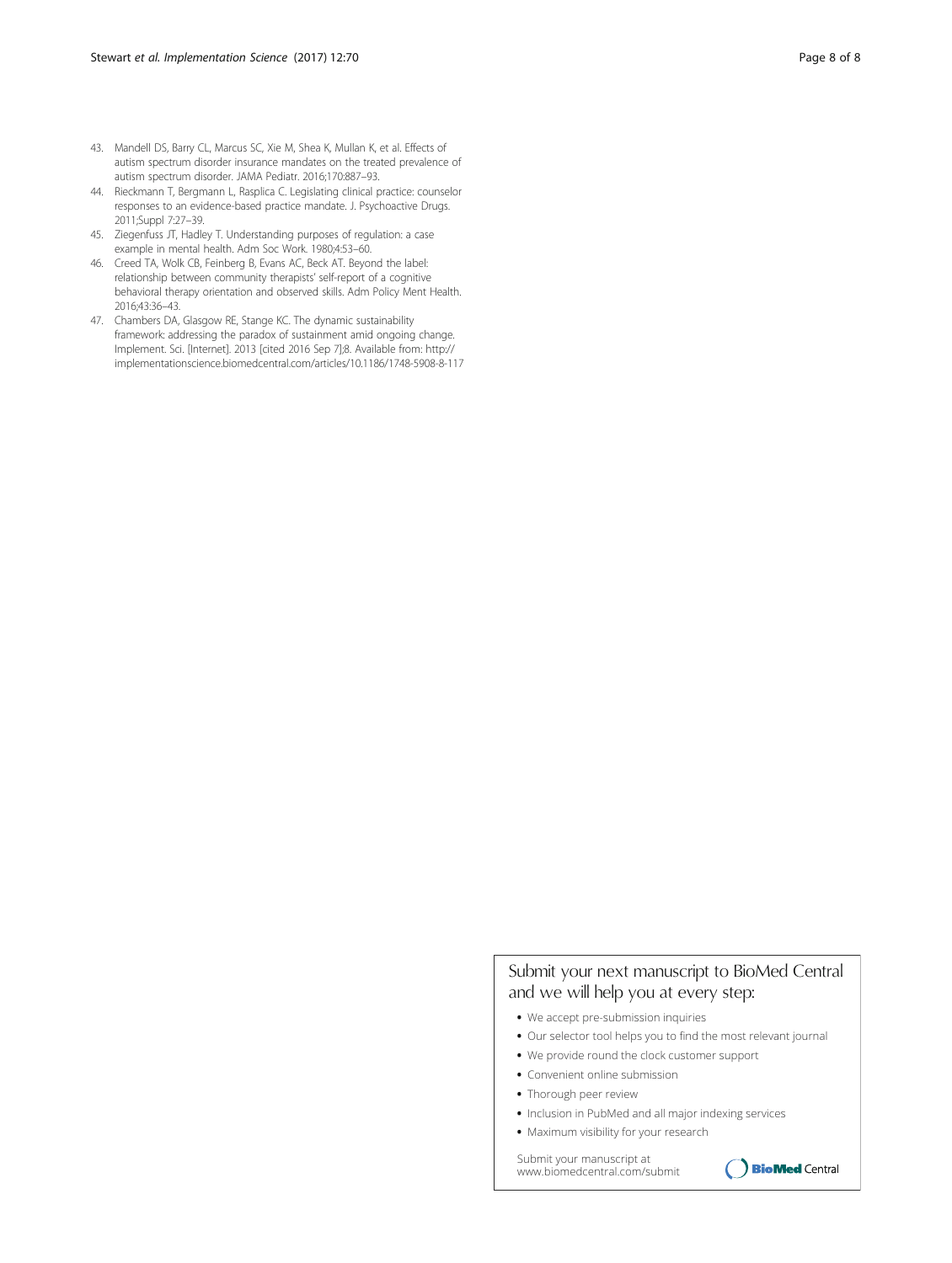43. Mandell DS, Barry CL, Marcus SC, Xie M, Shea K, Mullan K, et al. Effects of autism spectrum disorder insurance mandates on the treated prevalence of autism spectrum disorder. JAMA Pediatr. 2016;170:887–93.
44. Rieckmann T, Bergmann L, Rasplica C. Legislating clinical practice: counselor responses to an evidence-based practice mandate. J. Psychoactive Drugs. 2011;Suppl 7:27–39.
45. Ziegenfuss JT, Hadley T. Understanding purposes of regulation: a case example in mental health. Adm Soc Work. 1980;4:53–60.
46. Creed TA, Wolk CB, Feinberg B, Evans AC, Beck AT. Beyond the label: relationship between community therapists' self-report of a cognitive behavioral therapy orientation and observed skills. Adm Policy Ment Health. 2016;43:36–43.
47. Chambers DA, Glasgow RE, Stange KC. The dynamic sustainability framework: addressing the paradox of sustainment amid ongoing change. Implement. Sci. [Internet]. 2013 [cited 2016 Sep 7];8. Available from: http://implementationscience.biomedcentral.com/articles/10.1186/1748-5908-8-117

Submit your next manuscript to BioMed Central and we will help you at every step:

- We accept pre-submission inquiries
- Our selector tool helps you to find the most relevant journal
- We provide round the clock customer support
- Convenient online submission
- Thorough peer review
- Inclusion in PubMed and all major indexing services
- Maximum visibility for your research

Submit your manuscript at
www.biomedcentral.com/submit

BioMed Central